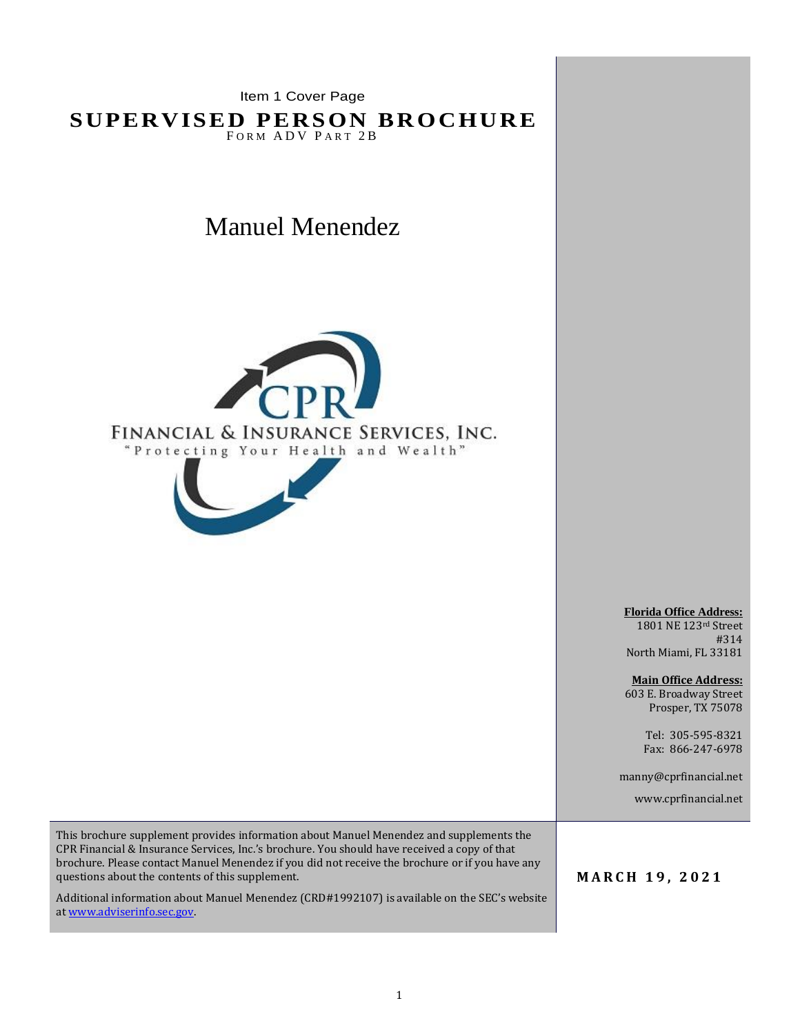Item 1 Cover Page

# SUPERVISED PERSON BROCHURE

FORM ADV PART 2B

## Manuel Menendez

CPR

FINANCIAL & INSURANCE SERVICES, INC.

"Protecting Your Health and Wealth"

**Florida Office Address:**
1801 NE 123rd Street
#314
North Miami, FL 33181

**Main Office Address:**
603 E. Broadway Street
Prosper, TX 75078

Tel: 305-595-8321
Fax: 866-247-6978

manny@cprfinancial.net

www.cprfinancial.net

This brochure supplement provides information about Manuel Menendez and supplements the CPR Financial & Insurance Services, Inc.'s brochure. You should have received a copy of that brochure. Please contact Manuel Menendez if you did not receive the brochure or if you have any questions about the contents of this supplement.

Additional information about Manuel Menendez (CRD#1992107) is available on the SEC's website at www.adviserinfo.sec.gov.

**MARCH 19, 2021**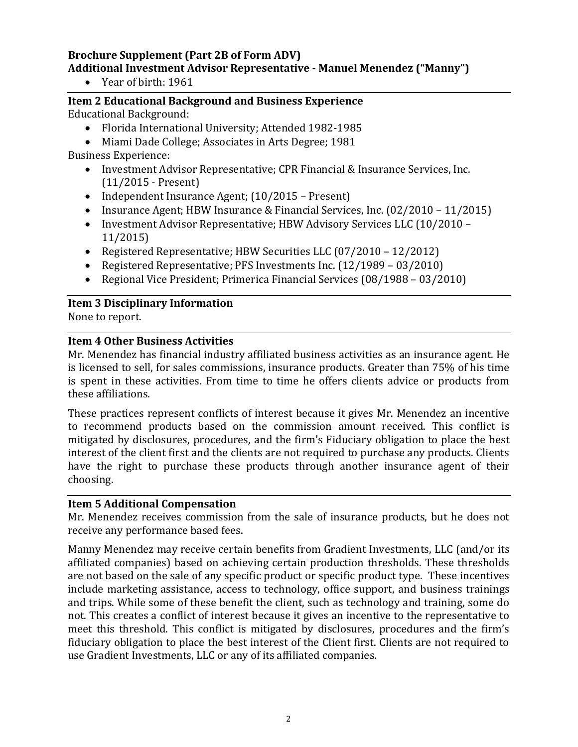**Brochure Supplement (Part 2B of Form ADV)**
**Additional Investment Advisor Representative - Manuel Menendez ("Manny")**

- Year of birth: 1961

## Item 2 Educational Background and Business Experience

Educational Background:

- Florida International University; Attended 1982-1985
- Miami Dade College; Associates in Arts Degree; 1981

Business Experience:

- Investment Advisor Representative; CPR Financial & Insurance Services, Inc. (11/2015 - Present)
- Independent Insurance Agent; (10/2015 – Present)
- Insurance Agent; HBW Insurance & Financial Services, Inc. (02/2010 – 11/2015)
- Investment Advisor Representative; HBW Advisory Services LLC (10/2010 – 11/2015)
- Registered Representative; HBW Securities LLC (07/2010 – 12/2012)
- Registered Representative; PFS Investments Inc. (12/1989 – 03/2010)
- Regional Vice President; Primerica Financial Services (08/1988 – 03/2010)

## Item 3 Disciplinary Information

None to report.

## Item 4 Other Business Activities

Mr. Menendez has financial industry affiliated business activities as an insurance agent. He is licensed to sell, for sales commissions, insurance products. Greater than 75% of his time is spent in these activities. From time to time he offers clients advice or products from these affiliations.

These practices represent conflicts of interest because it gives Mr. Menendez an incentive to recommend products based on the commission amount received. This conflict is mitigated by disclosures, procedures, and the firm's Fiduciary obligation to place the best interest of the client first and the clients are not required to purchase any products. Clients have the right to purchase these products through another insurance agent of their choosing.

## Item 5 Additional Compensation

Mr. Menendez receives commission from the sale of insurance products, but he does not receive any performance based fees.

Manny Menendez may receive certain benefits from Gradient Investments, LLC (and/or its affiliated companies) based on achieving certain production thresholds. These thresholds are not based on the sale of any specific product or specific product type. These incentives include marketing assistance, access to technology, office support, and business trainings and trips. While some of these benefit the client, such as technology and training, some do not. This creates a conflict of interest because it gives an incentive to the representative to meet this threshold. This conflict is mitigated by disclosures, procedures and the firm's fiduciary obligation to place the best interest of the Client first. Clients are not required to use Gradient Investments, LLC or any of its affiliated companies.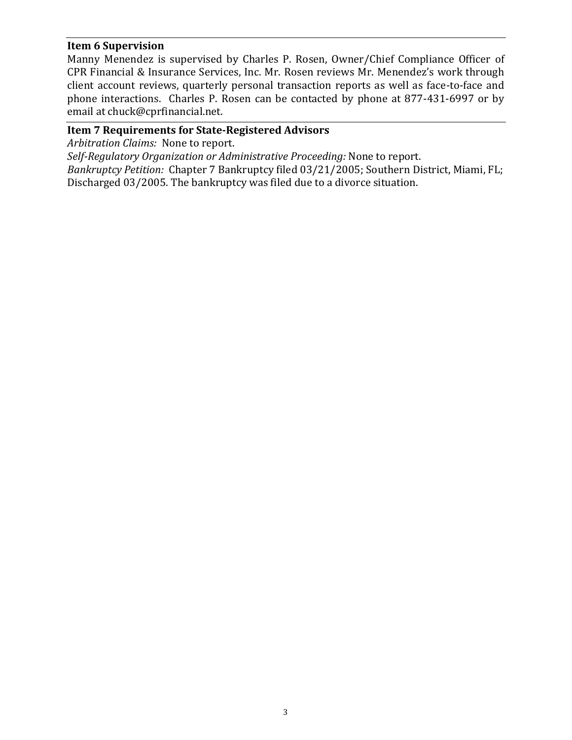## Item 6 Supervision

Manny Menendez is supervised by Charles P. Rosen, Owner/Chief Compliance Officer of CPR Financial & Insurance Services, Inc. Mr. Rosen reviews Mr. Menendez's work through client account reviews, quarterly personal transaction reports as well as face-to-face and phone interactions. Charles P. Rosen can be contacted by phone at 877-431-6997 or by email at chuck@cprfinancial.net.

## Item 7 Requirements for State-Registered Advisors

*Arbitration Claims:* None to report.

*Self-Regulatory Organization or Administrative Proceeding:* None to report.

*Bankruptcy Petition:* Chapter 7 Bankruptcy filed 03/21/2005; Southern District, Miami, FL; Discharged 03/2005. The bankruptcy was filed due to a divorce situation.